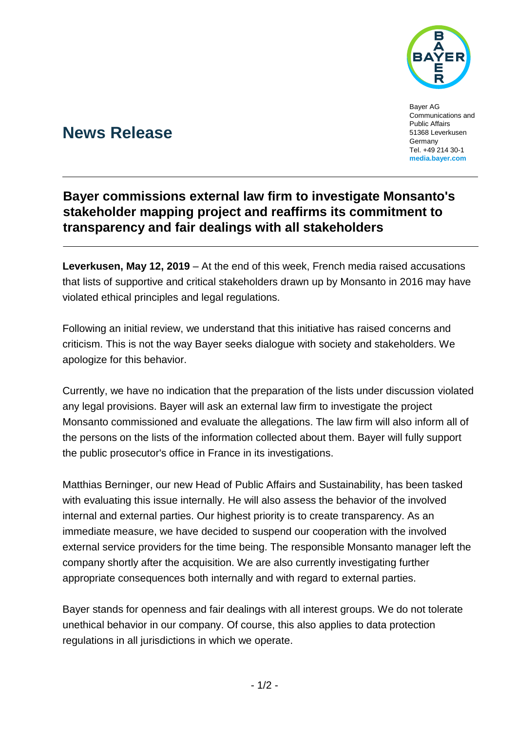Bayer AG
Communications and Public Affairs
51368 Leverkusen
Germany
Tel. +49 214 30-1
**media.bayer.com**

# News Release

## Bayer commissions external law firm to investigate Monsanto's stakeholder mapping project and reaffirms its commitment to transparency and fair dealings with all stakeholders

**Leverkusen, May 12, 2019** – At the end of this week, French media raised accusations that lists of supportive and critical stakeholders drawn up by Monsanto in 2016 may have violated ethical principles and legal regulations.

Following an initial review, we understand that this initiative has raised concerns and criticism. This is not the way Bayer seeks dialogue with society and stakeholders. We apologize for this behavior.

Currently, we have no indication that the preparation of the lists under discussion violated any legal provisions. Bayer will ask an external law firm to investigate the project Monsanto commissioned and evaluate the allegations. The law firm will also inform all of the persons on the lists of the information collected about them. Bayer will fully support the public prosecutor's office in France in its investigations.

Matthias Berninger, our new Head of Public Affairs and Sustainability, has been tasked with evaluating this issue internally. He will also assess the behavior of the involved internal and external parties. Our highest priority is to create transparency. As an immediate measure, we have decided to suspend our cooperation with the involved external service providers for the time being. The responsible Monsanto manager left the company shortly after the acquisition. We are also currently investigating further appropriate consequences both internally and with regard to external parties.

Bayer stands for openness and fair dealings with all interest groups. We do not tolerate unethical behavior in our company. Of course, this also applies to data protection regulations in all jurisdictions in which we operate.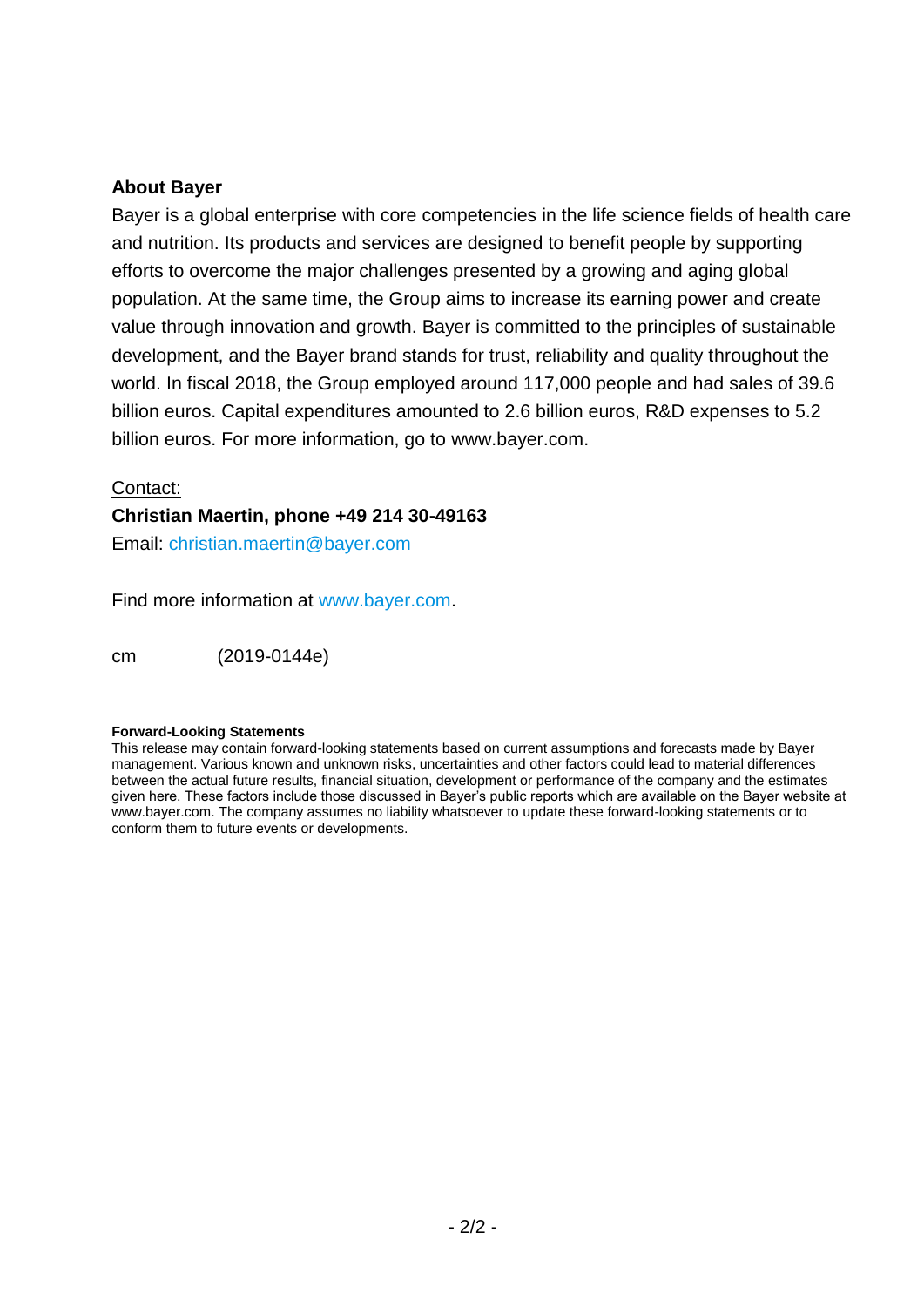## About Bayer

Bayer is a global enterprise with core competencies in the life science fields of health care and nutrition. Its products and services are designed to benefit people by supporting efforts to overcome the major challenges presented by a growing and aging global population. At the same time, the Group aims to increase its earning power and create value through innovation and growth. Bayer is committed to the principles of sustainable development, and the Bayer brand stands for trust, reliability and quality throughout the world. In fiscal 2018, the Group employed around 117,000 people and had sales of 39.6 billion euros. Capital expenditures amounted to 2.6 billion euros, R&D expenses to 5.2 billion euros. For more information, go to www.bayer.com.

Contact:

**Christian Maertin, phone +49 214 30-49163**

Email: christian.maertin@bayer.com

Find more information at www.bayer.com.

cm (2019-0144e)

**Forward-Looking Statements**

This release may contain forward-looking statements based on current assumptions and forecasts made by Bayer management. Various known and unknown risks, uncertainties and other factors could lead to material differences between the actual future results, financial situation, development or performance of the company and the estimates given here. These factors include those discussed in Bayer's public reports which are available on the Bayer website at www.bayer.com. The company assumes no liability whatsoever to update these forward-looking statements or to conform them to future events or developments.